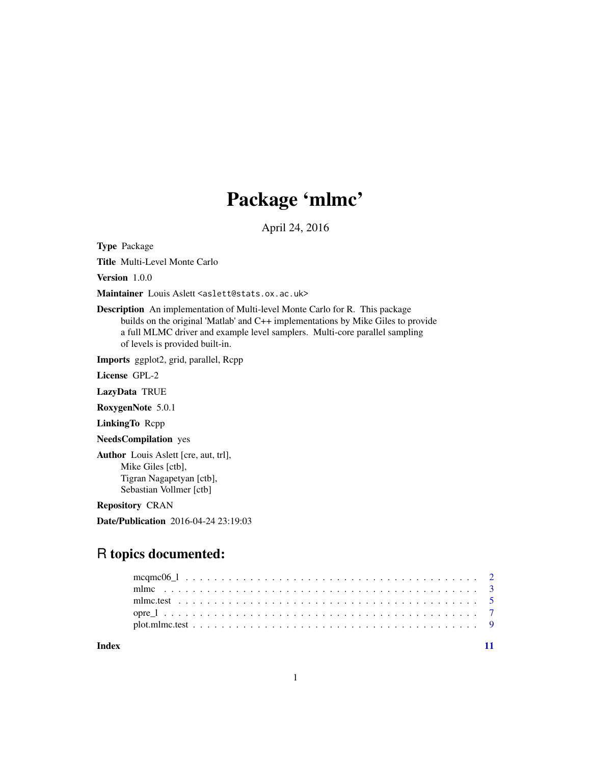# Package 'mlmc'

April 24, 2016

**Type** Package

**Title** Multi-Level Monte Carlo

**Version** 1.0.0

**Maintainer** Louis Aslett <aslett@stats.ox.ac.uk>

**Description** An implementation of Multi-level Monte Carlo for R. This package builds on the original 'Matlab' and C++ implementations by Mike Giles to provide a full MLMC driver and example level samplers. Multi-core parallel sampling of levels is provided built-in.

**Imports** ggplot2, grid, parallel, Rcpp

**License** GPL-2

**LazyData** TRUE

**RoxygenNote** 5.0.1

**LinkingTo** Rcpp

**NeedsCompilation** yes

**Author** Louis Aslett [cre, aut, trl],
Mike Giles [ctb],
Tigran Nagapetyan [ctb],
Sebastian Vollmer [ctb]

**Repository** CRAN

**Date/Publication** 2016-04-24 23:19:03

## R topics documented:

| | |
|---|---|
| mcqmc06_l | 2 |
| mlmc | 3 |
| mlmc.test | 5 |
| opre_l | 7 |
| plot.mlmc.test | 9 |
| **Index** | 11 |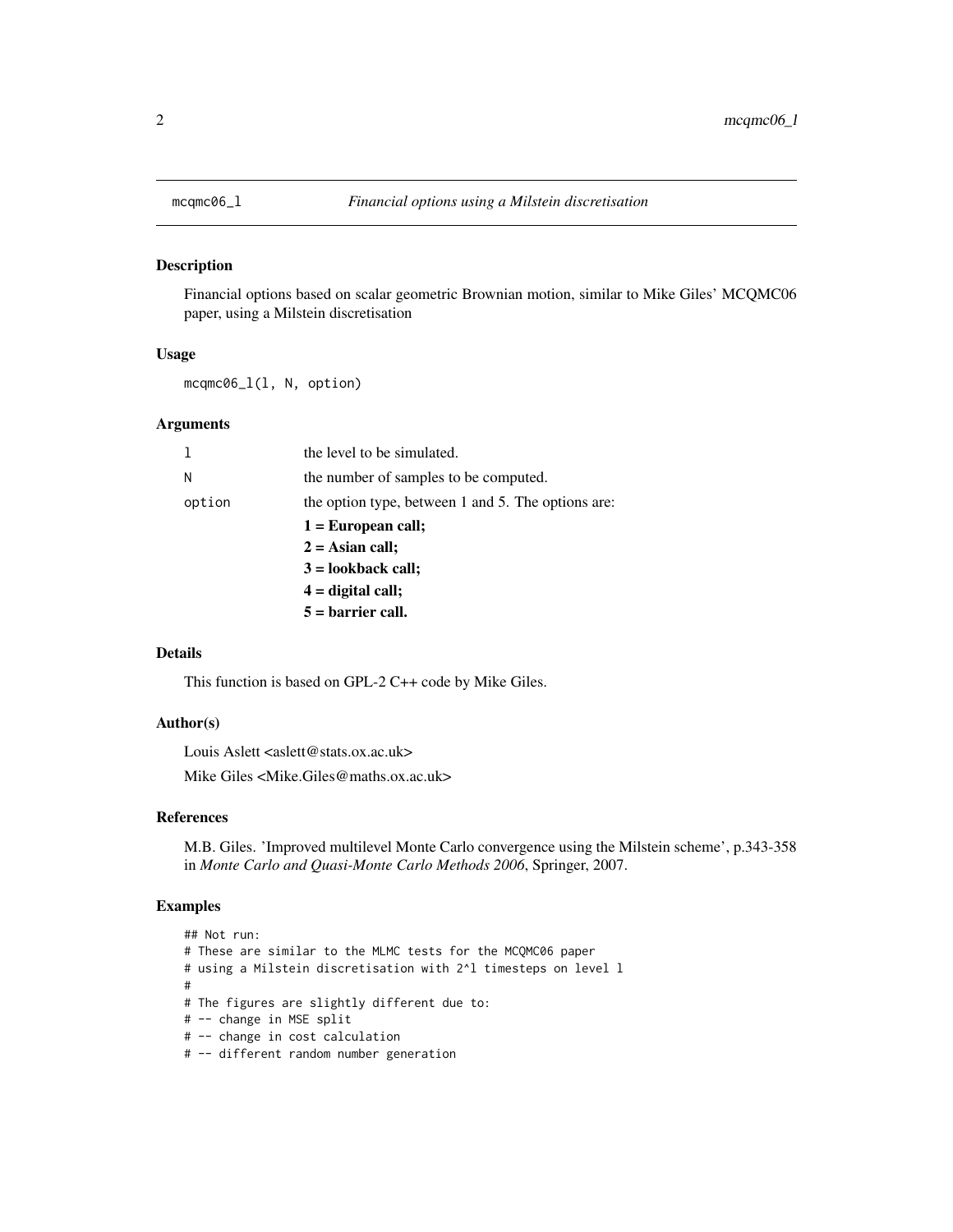# mcqmc06_l — *Financial options using a Milstein discretisation*

## Description

Financial options based on scalar geometric Brownian motion, similar to Mike Giles' MCQMC06 paper, using a Milstein discretisation

## Usage

```
mcqmc06_l(l, N, option)
```

## Arguments

| | |
|---|---|
| l | the level to be simulated. |
| N | the number of samples to be computed. |
| option | the option type, between 1 and 5. The options are:<br>**1 = European call;**<br>**2 = Asian call;**<br>**3 = lookback call;**<br>**4 = digital call;**<br>**5 = barrier call.** |

## Details

This function is based on GPL-2 C++ code by Mike Giles.

## Author(s)

Louis Aslett <aslett@stats.ox.ac.uk>

Mike Giles <Mike.Giles@maths.ox.ac.uk>

## References

M.B. Giles. 'Improved multilevel Monte Carlo convergence using the Milstein scheme', p.343-358 in *Monte Carlo and Quasi-Monte Carlo Methods 2006*, Springer, 2007.

## Examples

```
## Not run:
# These are similar to the MLMC tests for the MCQMC06 paper
# using a Milstein discretisation with 2^l timesteps on level l
#
# The figures are slightly different due to:
# -- change in MSE split
# -- change in cost calculation
# -- different random number generation
```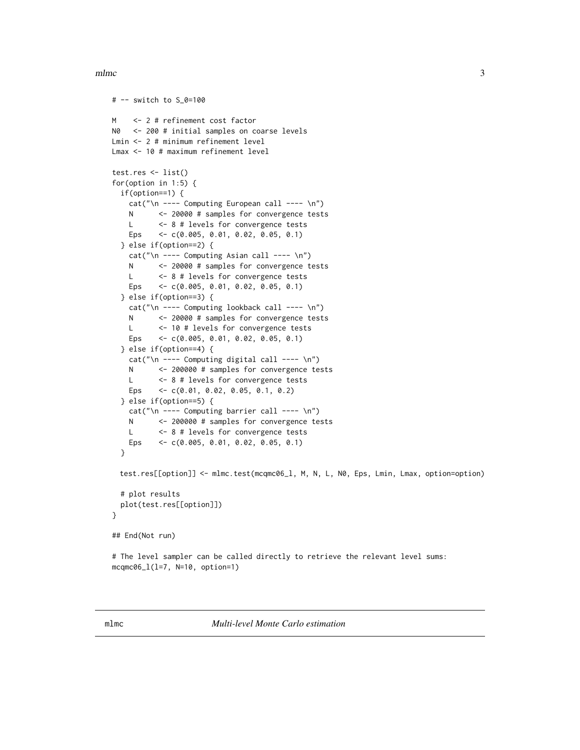```
# -- switch to S_0=100

M    <- 2 # refinement cost factor
N0   <- 200 # initial samples on coarse levels
Lmin <- 2 # minimum refinement level
Lmax <- 10 # maximum refinement level

test.res <- list()
for(option in 1:5) {
  if(option==1) {
    cat("\n ---- Computing European call ---- \n")
    N      <- 20000 # samples for convergence tests
    L      <- 8 # levels for convergence tests
    Eps    <- c(0.005, 0.01, 0.02, 0.05, 0.1)
  } else if(option==2) {
    cat("\n ---- Computing Asian call ---- \n")
    N      <- 20000 # samples for convergence tests
    L      <- 8 # levels for convergence tests
    Eps    <- c(0.005, 0.01, 0.02, 0.05, 0.1)
  } else if(option==3) {
    cat("\n ---- Computing lookback call ---- \n")
    N      <- 20000 # samples for convergence tests
    L      <- 10 # levels for convergence tests
    Eps    <- c(0.005, 0.01, 0.02, 0.05, 0.1)
  } else if(option==4) {
    cat("\n ---- Computing digital call ---- \n")
    N      <- 200000 # samples for convergence tests
    L      <- 8 # levels for convergence tests
    Eps    <- c(0.01, 0.02, 0.05, 0.1, 0.2)
  } else if(option==5) {
    cat("\n ---- Computing barrier call ---- \n")
    N      <- 200000 # samples for convergence tests
    L      <- 8 # levels for convergence tests
    Eps    <- c(0.005, 0.01, 0.02, 0.05, 0.1)
  }

  test.res[[option]] <- mlmc.test(mcqmc06_l, M, N, L, N0, Eps, Lmin, Lmax, option=option)

  # plot results
  plot(test.res[[option]])
}

## End(Not run)

# The level sampler can be called directly to retrieve the relevant level sums:
mcqmc06_l(l=7, N=10, option=1)
```

---

mlmc *Multi-level Monte Carlo estimation*

---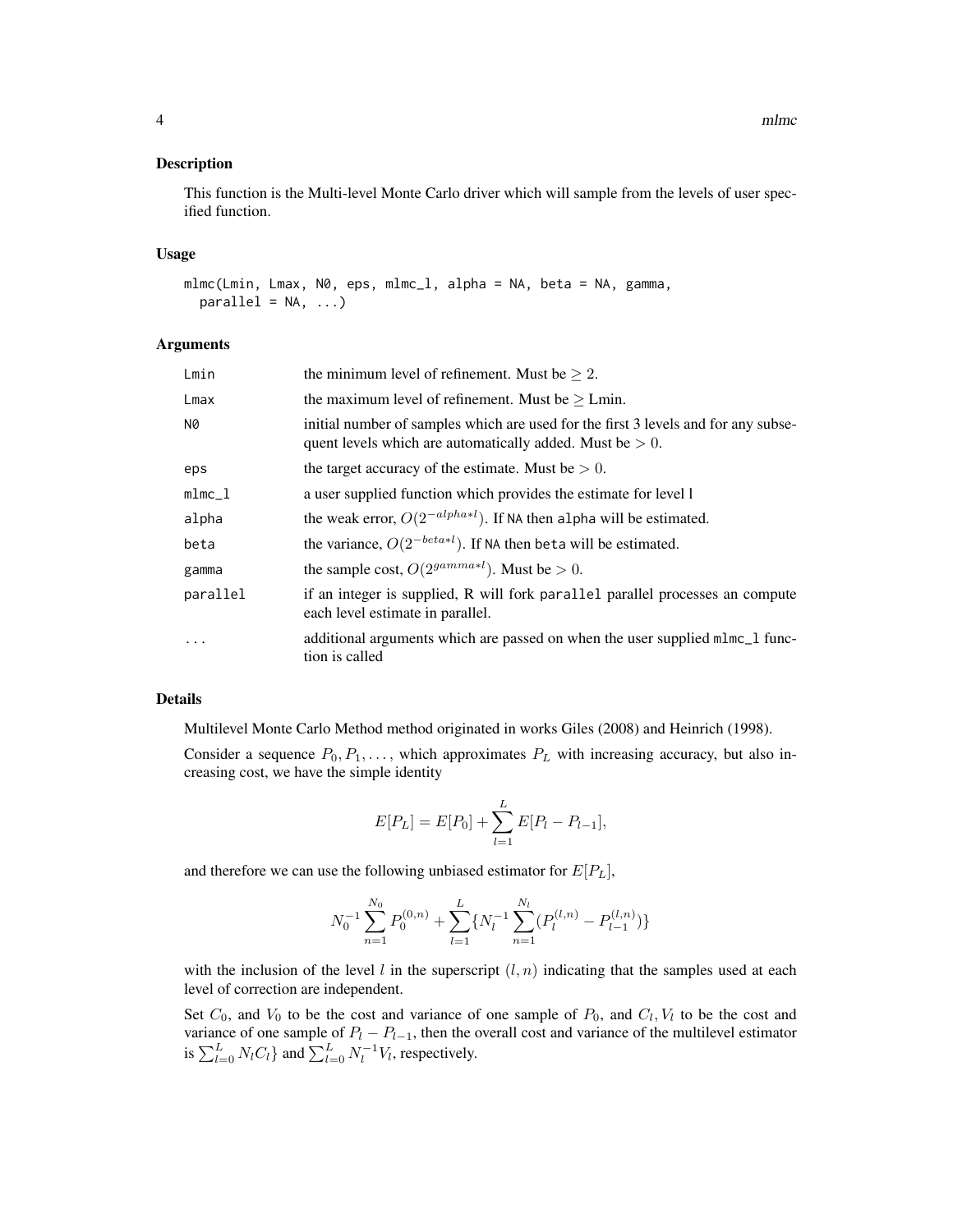## Description

This function is the Multi-level Monte Carlo driver which will sample from the levels of user specified function.

## Usage

```
mlmc(Lmin, Lmax, N0, eps, mlmc_l, alpha = NA, beta = NA, gamma,
  parallel = NA, ...)
```

## Arguments

| | |
|---|---|
| `Lmin` | the minimum level of refinement. Must be $\geq 2$. |
| `Lmax` | the maximum level of refinement. Must be $\geq$ Lmin. |
| `N0` | initial number of samples which are used for the first 3 levels and for any subsequent levels which are automatically added. Must be $> 0$. |
| `eps` | the target accuracy of the estimate. Must be $> 0$. |
| `mlmc_l` | a user supplied function which provides the estimate for level l |
| `alpha` | the weak error, $O(2^{-alpha*l})$. If `NA` then `alpha` will be estimated. |
| `beta` | the variance, $O(2^{-beta*l})$. If `NA` then `beta` will be estimated. |
| `gamma` | the sample cost, $O(2^{gamma*l})$. Must be $> 0$. |
| `parallel` | if an integer is supplied, R will fork `parallel` parallel processes an compute each level estimate in parallel. |
| `...` | additional arguments which are passed on when the user supplied `mlmc_l` function is called |

## Details

Multilevel Monte Carlo Method method originated in works Giles (2008) and Heinrich (1998).

Consider a sequence $P_0, P_1, \ldots$, which approximates $P_L$ with increasing accuracy, but also increasing cost, we have the simple identity

$$E[P_L] = E[P_0] + \sum_{l=1}^{L} E[P_l - P_{l-1}],$$

and therefore we can use the following unbiased estimator for $E[P_L]$,

$$N_0^{-1} \sum_{n=1}^{N_0} P_0^{(0,n)} + \sum_{l=1}^{L} \{N_l^{-1} \sum_{n=1}^{N_l} (P_l^{(l,n)} - P_{l-1}^{(l,n)})\}$$

with the inclusion of the level $l$ in the superscript $(l,n)$ indicating that the samples used at each level of correction are independent.

Set $C_0$, and $V_0$ to be the cost and variance of one sample of $P_0$, and $C_l, V_l$ to be the cost and variance of one sample of $P_l - P_{l-1}$, then the overall cost and variance of the multilevel estimator is $\sum_{l=0}^{L} N_l C_l\}$ and $\sum_{l=0}^{L} N_l^{-1} V_l$, respectively.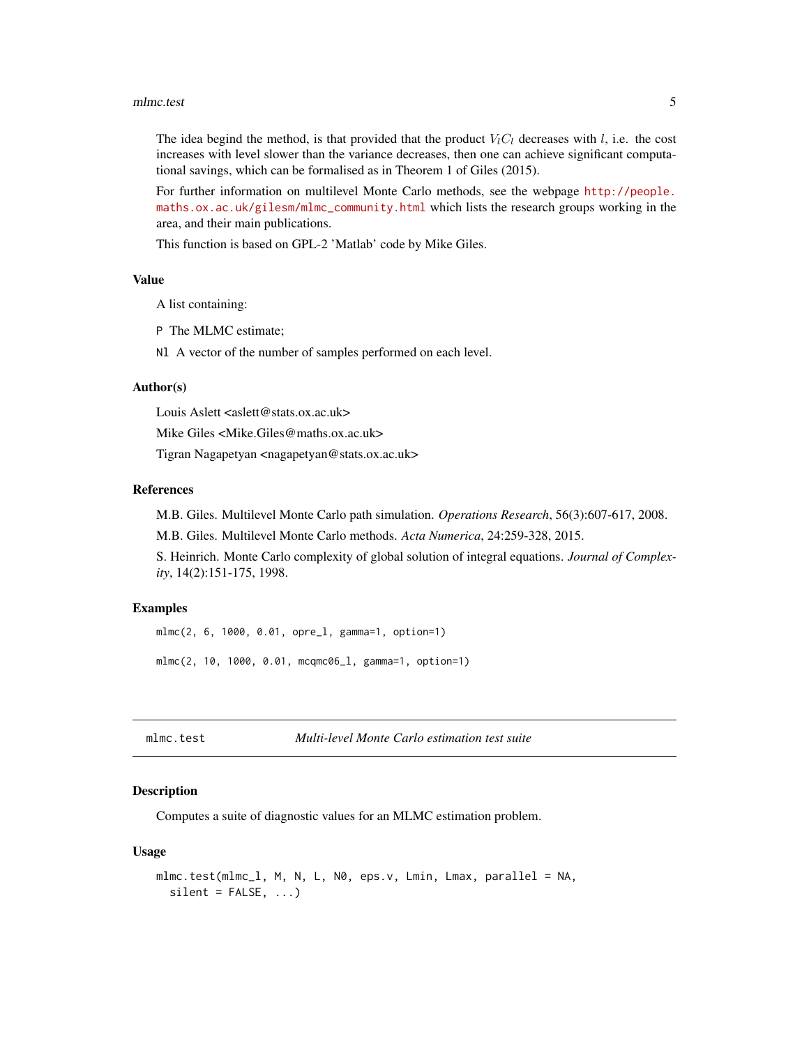The idea begind the method, is that provided that the product $V_l C_l$ decreases with $l$, i.e. the cost increases with level slower than the variance decreases, then one can achieve significant computational savings, which can be formalised as in Theorem 1 of Giles (2015).

For further information on multilevel Monte Carlo methods, see the webpage http://people.maths.ox.ac.uk/gilesm/mlmc_community.html which lists the research groups working in the area, and their main publications.

This function is based on GPL-2 'Matlab' code by Mike Giles.

### Value

A list containing:

`P` The MLMC estimate;

`Nl` A vector of the number of samples performed on each level.

### Author(s)

Louis Aslett <aslett@stats.ox.ac.uk>

Mike Giles <Mike.Giles@maths.ox.ac.uk>

Tigran Nagapetyan <nagapetyan@stats.ox.ac.uk>

### References

M.B. Giles. Multilevel Monte Carlo path simulation. *Operations Research*, 56(3):607-617, 2008.

M.B. Giles. Multilevel Monte Carlo methods. *Acta Numerica*, 24:259-328, 2015.

S. Heinrich. Monte Carlo complexity of global solution of integral equations. *Journal of Complexity*, 14(2):151-175, 1998.

### Examples

```
mlmc(2, 6, 1000, 0.01, opre_l, gamma=1, option=1)

mlmc(2, 10, 1000, 0.01, mcqmc06_l, gamma=1, option=1)
```

---

## mlmc.test — *Multi-level Monte Carlo estimation test suite*

### Description

Computes a suite of diagnostic values for an MLMC estimation problem.

### Usage

```
mlmc.test(mlmc_l, M, N, L, N0, eps.v, Lmin, Lmax, parallel = NA,
  silent = FALSE, ...)
```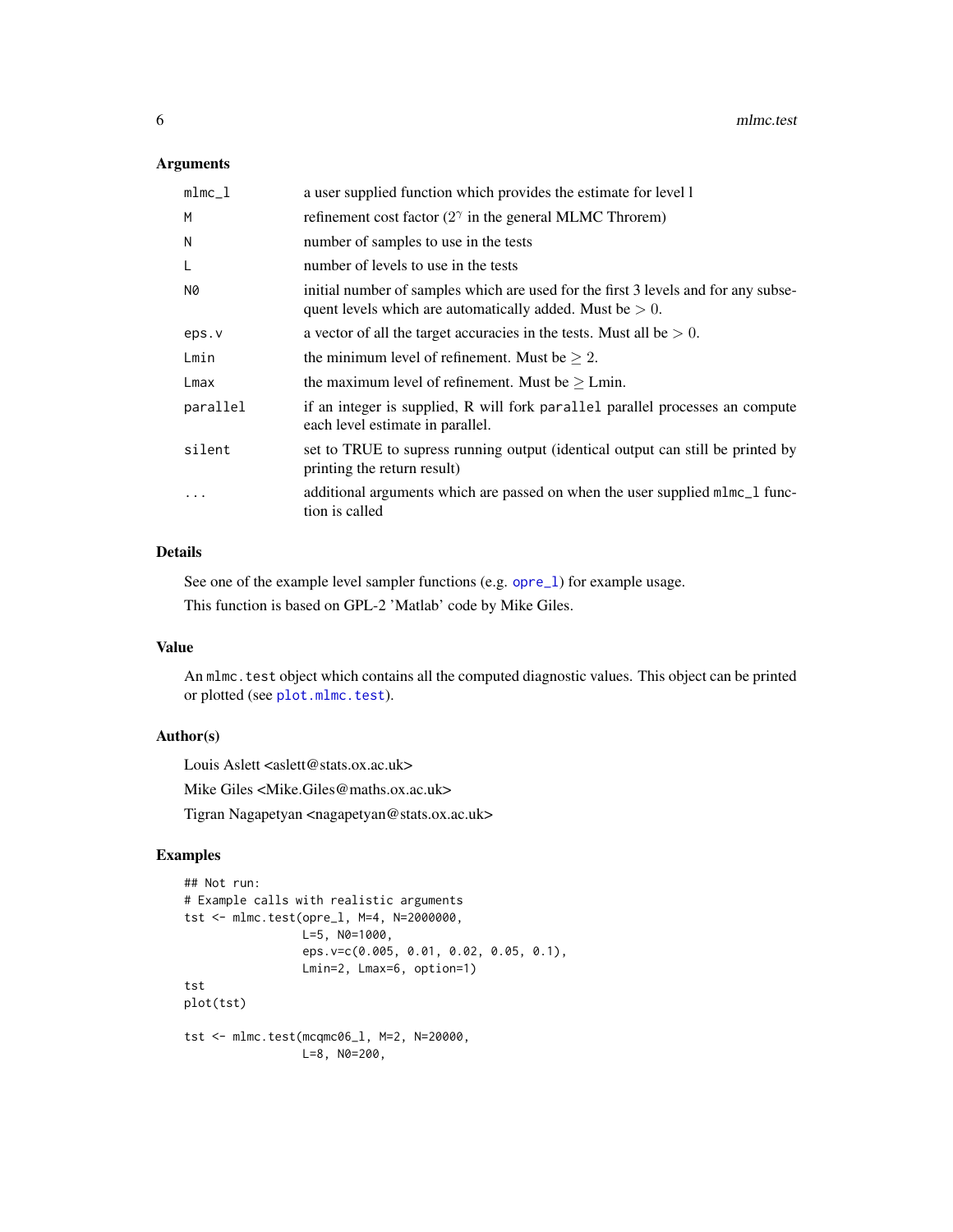### Arguments

| | |
|---|---|
| mlmc_l | a user supplied function which provides the estimate for level l |
| M | refinement cost factor ($2^\gamma$ in the general MLMC Throrem) |
| N | number of samples to use in the tests |
| L | number of levels to use in the tests |
| N0 | initial number of samples which are used for the first 3 levels and for any subsequent levels which are automatically added. Must be $> 0$. |
| eps.v | a vector of all the target accuracies in the tests. Must all be $> 0$. |
| Lmin | the minimum level of refinement. Must be $\geq 2$. |
| Lmax | the maximum level of refinement. Must be $\geq$ Lmin. |
| parallel | if an integer is supplied, R will fork parallel parallel processes an compute each level estimate in parallel. |
| silent | set to TRUE to supress running output (identical output can still be printed by printing the return result) |
| ... | additional arguments which are passed on when the user supplied mlmc_l function is called |

### Details

See one of the example level sampler functions (e.g. opre_l) for example usage.

This function is based on GPL-2 'Matlab' code by Mike Giles.

### Value

An mlmc.test object which contains all the computed diagnostic values. This object can be printed or plotted (see plot.mlmc.test).

### Author(s)

Louis Aslett <aslett@stats.ox.ac.uk>

Mike Giles <Mike.Giles@maths.ox.ac.uk>

Tigran Nagapetyan <nagapetyan@stats.ox.ac.uk>

### Examples

```
## Not run:
# Example calls with realistic arguments
tst <- mlmc.test(opre_l, M=4, N=2000000,
                 L=5, N0=1000,
                 eps.v=c(0.005, 0.01, 0.02, 0.05, 0.1),
                 Lmin=2, Lmax=6, option=1)
tst
plot(tst)

tst <- mlmc.test(mcqmc06_l, M=2, N=20000,
                 L=8, N0=200,
```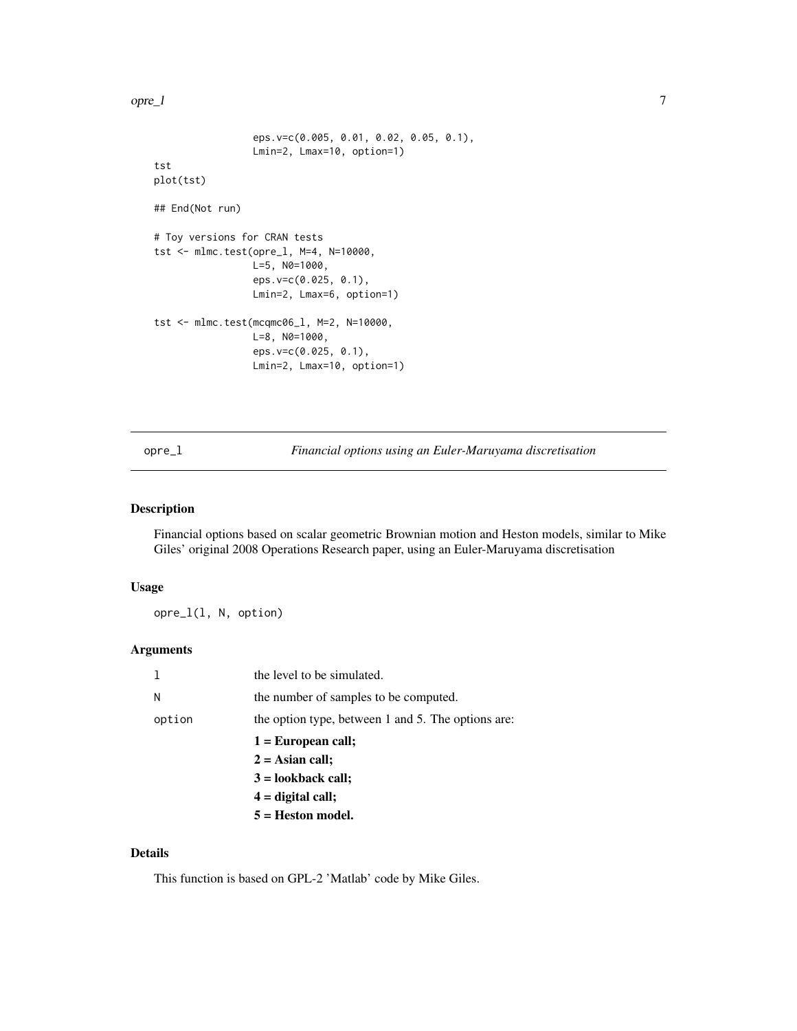```
                 eps.v=c(0.005, 0.01, 0.02, 0.05, 0.1),
                 Lmin=2, Lmax=10, option=1)
tst
plot(tst)

## End(Not run)

# Toy versions for CRAN tests
tst <- mlmc.test(opre_l, M=4, N=10000,
                 L=5, N0=1000,
                 eps.v=c(0.025, 0.1),
                 Lmin=2, Lmax=6, option=1)

tst <- mlmc.test(mcqmc06_l, M=2, N=10000,
                 L=8, N0=1000,
                 eps.v=c(0.025, 0.1),
                 Lmin=2, Lmax=10, option=1)
```

---

## opre_l — *Financial options using an Euler-Maruyama discretisation*

### Description

Financial options based on scalar geometric Brownian motion and Heston models, similar to Mike Giles' original 2008 Operations Research paper, using an Euler-Maruyama discretisation

### Usage

```
opre_l(l, N, option)
```

### Arguments

| | |
|---|---|
| `l` | the level to be simulated. |
| `N` | the number of samples to be computed. |
| `option` | the option type, between 1 and 5. The options are: **1 = European call; 2 = Asian call; 3 = lookback call; 4 = digital call; 5 = Heston model.** |

### Details

This function is based on GPL-2 'Matlab' code by Mike Giles.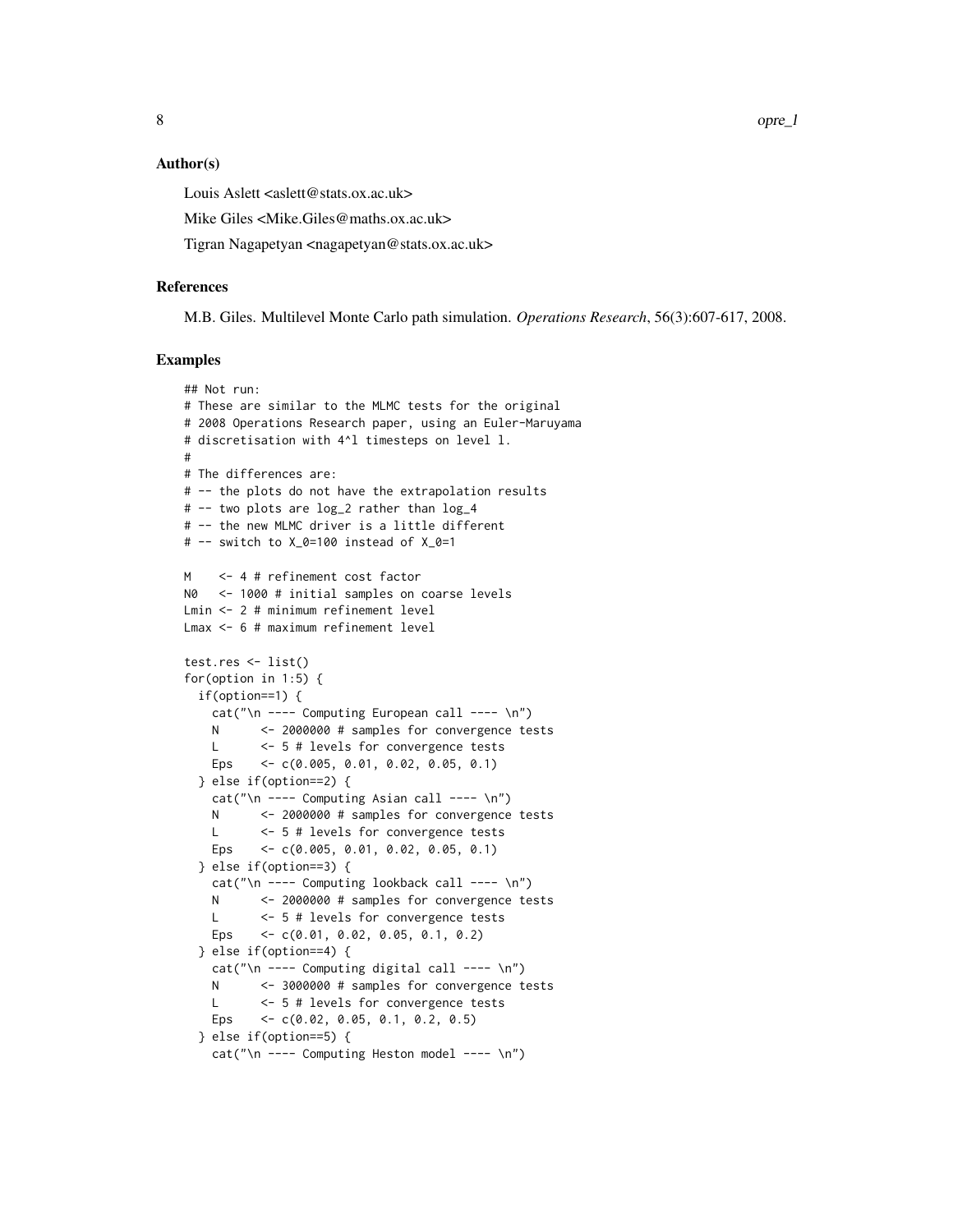### Author(s)

Louis Aslett <aslett@stats.ox.ac.uk>

Mike Giles <Mike.Giles@maths.ox.ac.uk>

Tigran Nagapetyan <nagapetyan@stats.ox.ac.uk>

### References

M.B. Giles. Multilevel Monte Carlo path simulation. *Operations Research*, 56(3):607-617, 2008.

### Examples

```
## Not run:
# These are similar to the MLMC tests for the original
# 2008 Operations Research paper, using an Euler-Maruyama
# discretisation with 4^l timesteps on level l.
#
# The differences are:
# -- the plots do not have the extrapolation results
# -- two plots are log_2 rather than log_4
# -- the new MLMC driver is a little different
# -- switch to X_0=100 instead of X_0=1

M    <- 4 # refinement cost factor
N0   <- 1000 # initial samples on coarse levels
Lmin <- 2 # minimum refinement level
Lmax <- 6 # maximum refinement level

test.res <- list()
for(option in 1:5) {
  if(option==1) {
    cat("\n ---- Computing European call ---- \n")
    N      <- 2000000 # samples for convergence tests
    L      <- 5 # levels for convergence tests
    Eps    <- c(0.005, 0.01, 0.02, 0.05, 0.1)
  } else if(option==2) {
    cat("\n ---- Computing Asian call ---- \n")
    N      <- 2000000 # samples for convergence tests
    L      <- 5 # levels for convergence tests
    Eps    <- c(0.005, 0.01, 0.02, 0.05, 0.1)
  } else if(option==3) {
    cat("\n ---- Computing lookback call ---- \n")
    N      <- 2000000 # samples for convergence tests
    L      <- 5 # levels for convergence tests
    Eps    <- c(0.01, 0.02, 0.05, 0.1, 0.2)
  } else if(option==4) {
    cat("\n ---- Computing digital call ---- \n")
    N      <- 3000000 # samples for convergence tests
    L      <- 5 # levels for convergence tests
    Eps    <- c(0.02, 0.05, 0.1, 0.2, 0.5)
  } else if(option==5) {
    cat("\n ---- Computing Heston model ---- \n")
```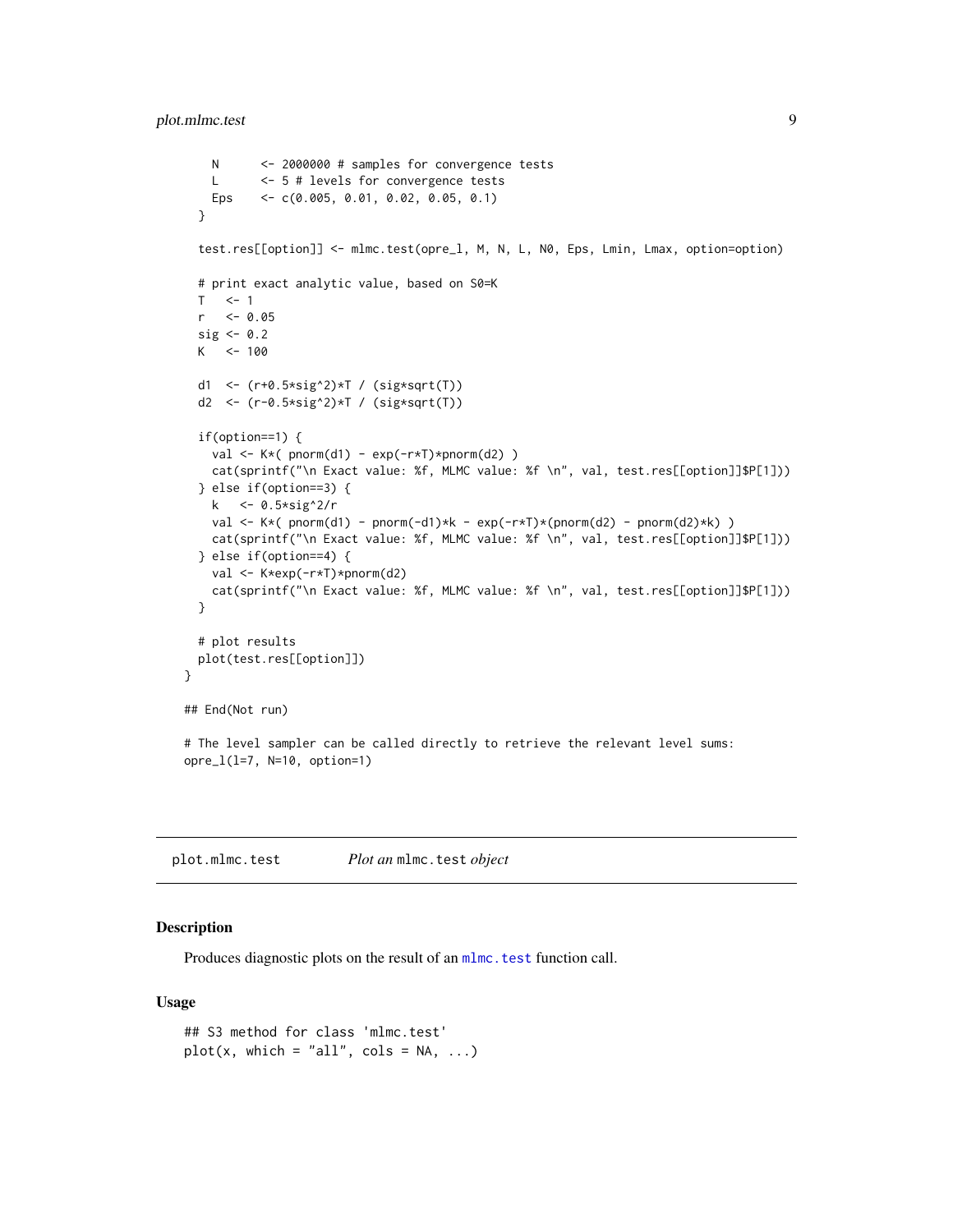```
    N      <- 2000000 # samples for convergence tests
    L      <- 5 # levels for convergence tests
    Eps    <- c(0.005, 0.01, 0.02, 0.05, 0.1)
  }

  test.res[[option]] <- mlmc.test(opre_l, M, N, L, N0, Eps, Lmin, Lmax, option=option)

  # print exact analytic value, based on S0=K
  T   <- 1
  r   <- 0.05
  sig <- 0.2
  K   <- 100

  d1  <- (r+0.5*sig^2)*T / (sig*sqrt(T))
  d2  <- (r-0.5*sig^2)*T / (sig*sqrt(T))

  if(option==1) {
    val <- K*( pnorm(d1) - exp(-r*T)*pnorm(d2) )
    cat(sprintf("\n Exact value: %f, MLMC value: %f \n", val, test.res[[option]]$P[1]))
  } else if(option==3) {
    k   <- 0.5*sig^2/r
    val <- K*( pnorm(d1) - pnorm(-d1)*k - exp(-r*T)*(pnorm(d2) - pnorm(d2)*k) )
    cat(sprintf("\n Exact value: %f, MLMC value: %f \n", val, test.res[[option]]$P[1]))
  } else if(option==4) {
    val <- K*exp(-r*T)*pnorm(d2)
    cat(sprintf("\n Exact value: %f, MLMC value: %f \n", val, test.res[[option]]$P[1]))
  }

  # plot results
  plot(test.res[[option]])
}

## End(Not run)

# The level sampler can be called directly to retrieve the relevant level sums:
opre_l(l=7, N=10, option=1)
```

## plot.mlmc.test — *Plot an* `mlmc.test` *object*

### Description

Produces diagnostic plots on the result of an `mlmc.test` function call.

### Usage

```
## S3 method for class 'mlmc.test'
plot(x, which = "all", cols = NA, ...)
```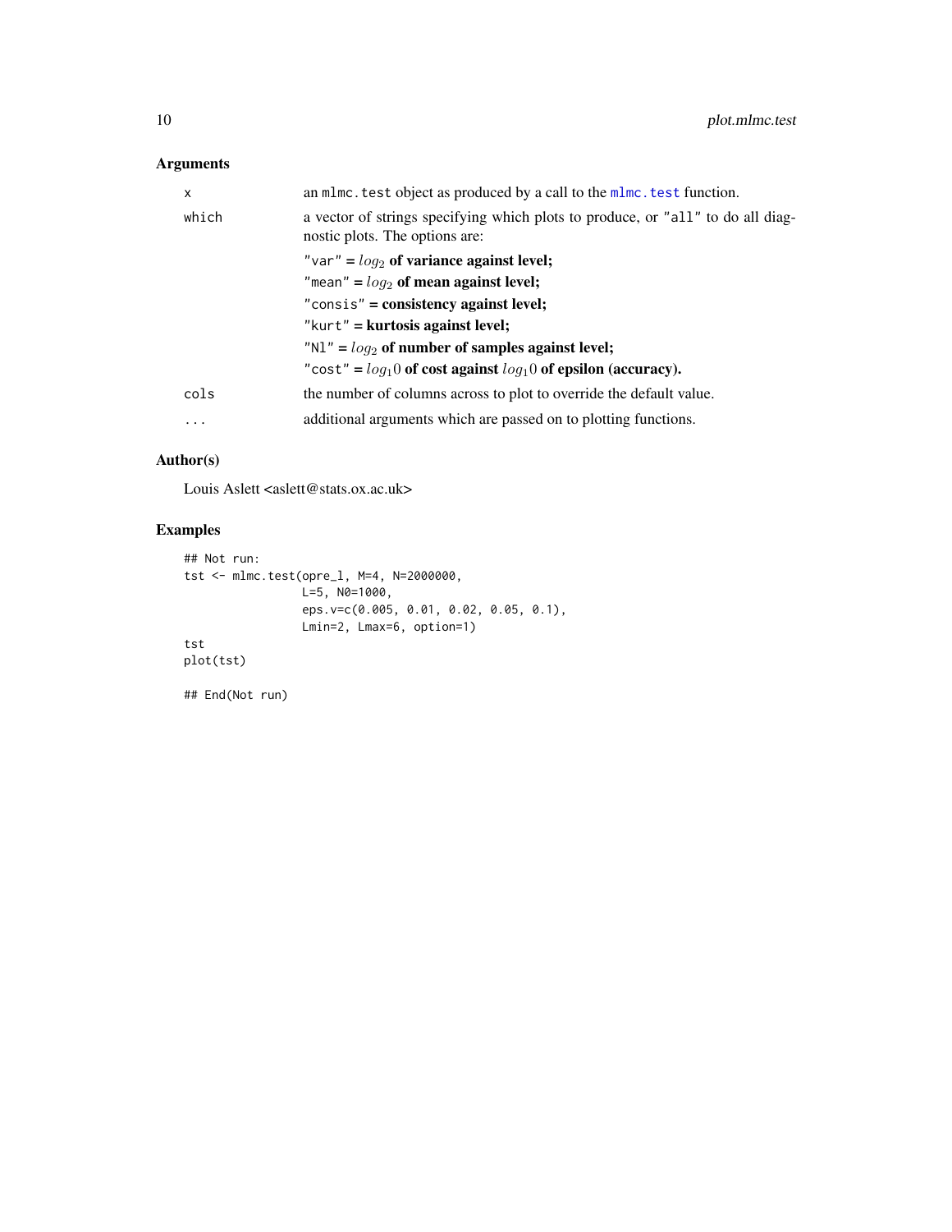## Arguments

| | |
|---|---|
| x | an `mlmc.test` object as produced by a call to the `mlmc.test` function. |
| which | a vector of strings specifying which plots to produce, or "all" to do all diagnostic plots. The options are:<br>"var" = $log_2$ **of variance against level;**<br>"mean" = $log_2$ **of mean against level;**<br>"consis" = **consistency against level;**<br>"kurt" = **kurtosis against level;**<br>"Nl" = $log_2$ **of number of samples against level;**<br>"cost" = $log_10$ **of cost against** $log_10$ **of epsilon (accuracy).** |
| cols | the number of columns across to plot to override the default value. |
| ... | additional arguments which are passed on to plotting functions. |

## Author(s)

Louis Aslett <aslett@stats.ox.ac.uk>

## Examples

```
## Not run:
tst <- mlmc.test(opre_l, M=4, N=2000000,
                 L=5, N0=1000,
                 eps.v=c(0.005, 0.01, 0.02, 0.05, 0.1),
                 Lmin=2, Lmax=6, option=1)
tst
plot(tst)

## End(Not run)
```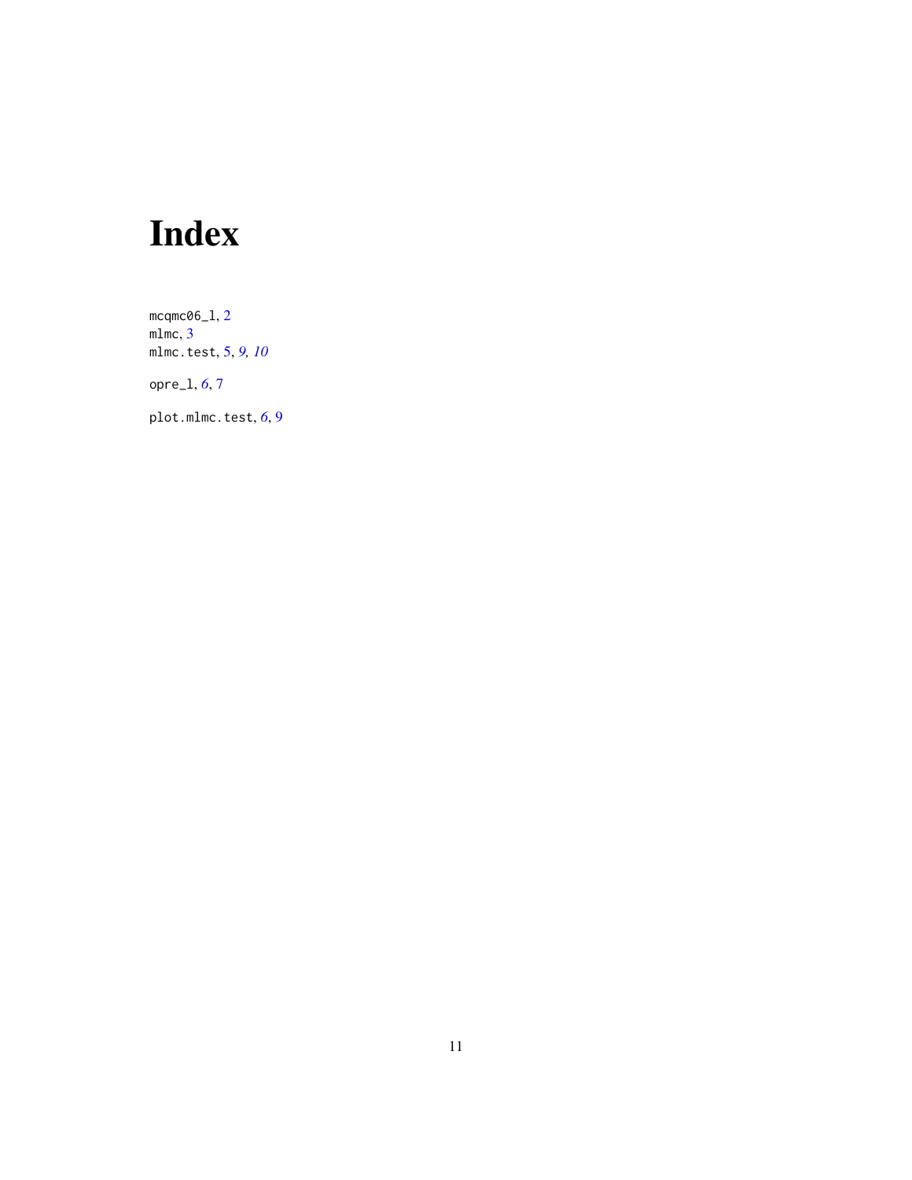# Index

mcqmc06_l, 2
mlmc, 3
mlmc.test, 5, *9, 10*

opre_l, *6*, 7

plot.mlmc.test, *6*, 9